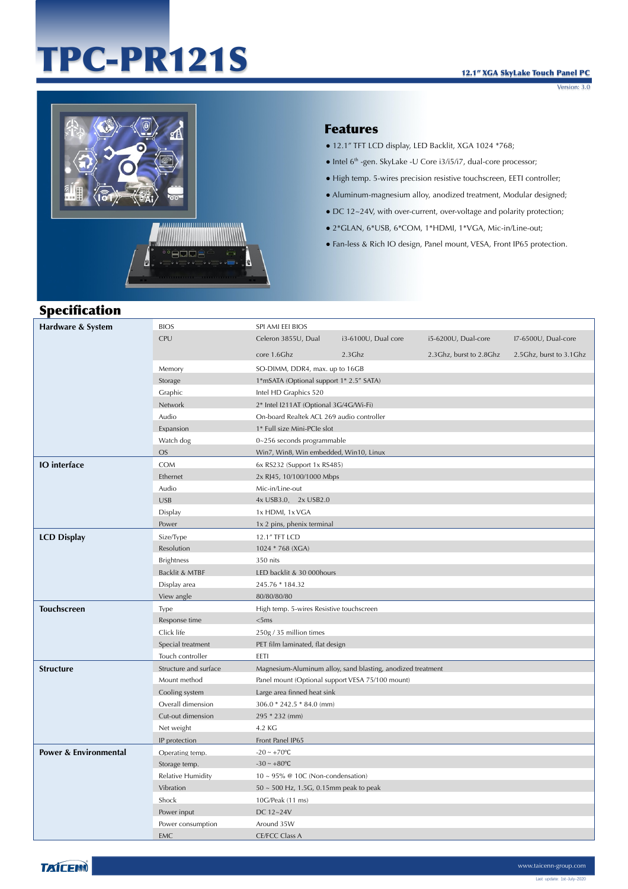# TPC-PR121S

**12.1" XGA SkyLake Touch Panel PC**

Version: 3.0

## Features

- 12.1" TFT LCD display, LED Backlit, XGA 1024 *768;
- Intel 6th -gen. SkyLake -U Core i3/i5/i7, dual-core processor;
- High temp. 5-wires precision resistive touchscreen, EETI controller;
- Aluminum-magnesium alloy, anodized treatment, Modular designed;
- DC 12~24V, with over-current, over-voltage and polarity protection;
- 2*GLAN, 6*USB, 6*COM, 1*HDMI, 1*VGA, Mic-in/Line-out;
- Fan-less & Rich IO design, Panel mount, VESA, Front IP65 protection.

## Specification

| Category | Item | | | | |
|---|---|---|---|---|---|
| **Hardware & System** | BIOS | SPI AMI EEI BIOS | | | |
| | CPU | Celeron 3855U, Dual core 1.6Ghz | i3-6100U, Dual core 2.3Ghz | i5-6200U, Dual-core 2.3Ghz, burst to 2.8Ghz | I7-6500U, Dual-core 2.5Ghz, burst to 3.1Ghz |
| | Memory | SO-DIMM, DDR4, max. up to 16GB | | | |
| | Storage | 1*mSATA (Optional support 1* 2.5" SATA) | | | |
| | Graphic | Intel HD Graphics 520 | | | |
| | Network | 2* Intel I211AT (Optional 3G/4G/Wi-Fi) | | | |
| | Audio | On-board Realtek ACL 269 audio controller | | | |
| | Expansion | 1* Full size Mini-PCIe slot | | | |
| | Watch dog | 0~256 seconds programmable | | | |
| | OS | Win7, Win8, Win embedded, Win10, Linux | | | |
| **IO interface** | COM | 6x RS232 (Support 1x RS485) | | | |
| | Ethernet | 2x RJ45, 10/100/1000 Mbps | | | |
| | Audio | Mic-in/Line-out | | | |
| | USB | 4x USB3.0, 2x USB2.0 | | | |
| | Display | 1x HDMI, 1x VGA | | | |
| | Power | 1x 2 pins, phenix terminal | | | |
| **LCD Display** | Size/Type | 12.1" TFT LCD | | | |
| | Resolution | 1024 * 768 (XGA) | | | |
| | Brightness | 350 nits | | | |
| | Backlit & MTBF | LED backlit & 30 000hours | | | |
| | Display area | 245.76 * 184.32 | | | |
| | View angle | 80/80/80/80 | | | |
| **Touchscreen** | Type | High temp. 5-wires Resistive touchscreen | | | |
| | Response time | <5ms | | | |
| | Click life | 250g / 35 million times | | | |
| | Special treatment | PET film laminated, flat design | | | |
| | Touch controller | EETI | | | |
| **Structure** | Structure and surface | Magnesium-Aluminum alloy, sand blasting, anodized treatment | | | |
| | Mount method | Panel mount (Optional support VESA 75/100 mount) | | | |
| | Cooling system | Large area finned heat sink | | | |
| | Overall dimension | 306.0 * 242.5 * 84.0 (mm) | | | |
| | Cut-out dimension | 295 * 232 (mm) | | | |
| | Net weight | 4.2 KG | | | |
| | IP protection | Front Panel IP65 | | | |
| **Power & Environmental** | Operating temp. | -20 ~ +70℃ | | | |
| | Storage temp. | -30 ~ +80℃ | | | |
| | Relative Humidity | 10 ~ 95% @ 10C (Non-condensation) | | | |
| | Vibration | 50 ~ 500 Hz, 1.5G, 0.15mm peak to peak | | | |
| | Shock | 10G/Peak (11 ms) | | | |
| | Power input | DC 12~24V | | | |
| | Power consumption | Around 35W | | | |
| | EMC | CE/FCC Class A | | | |

TAICENN

www.taicenn-group.com

Last update: 1st-July-2020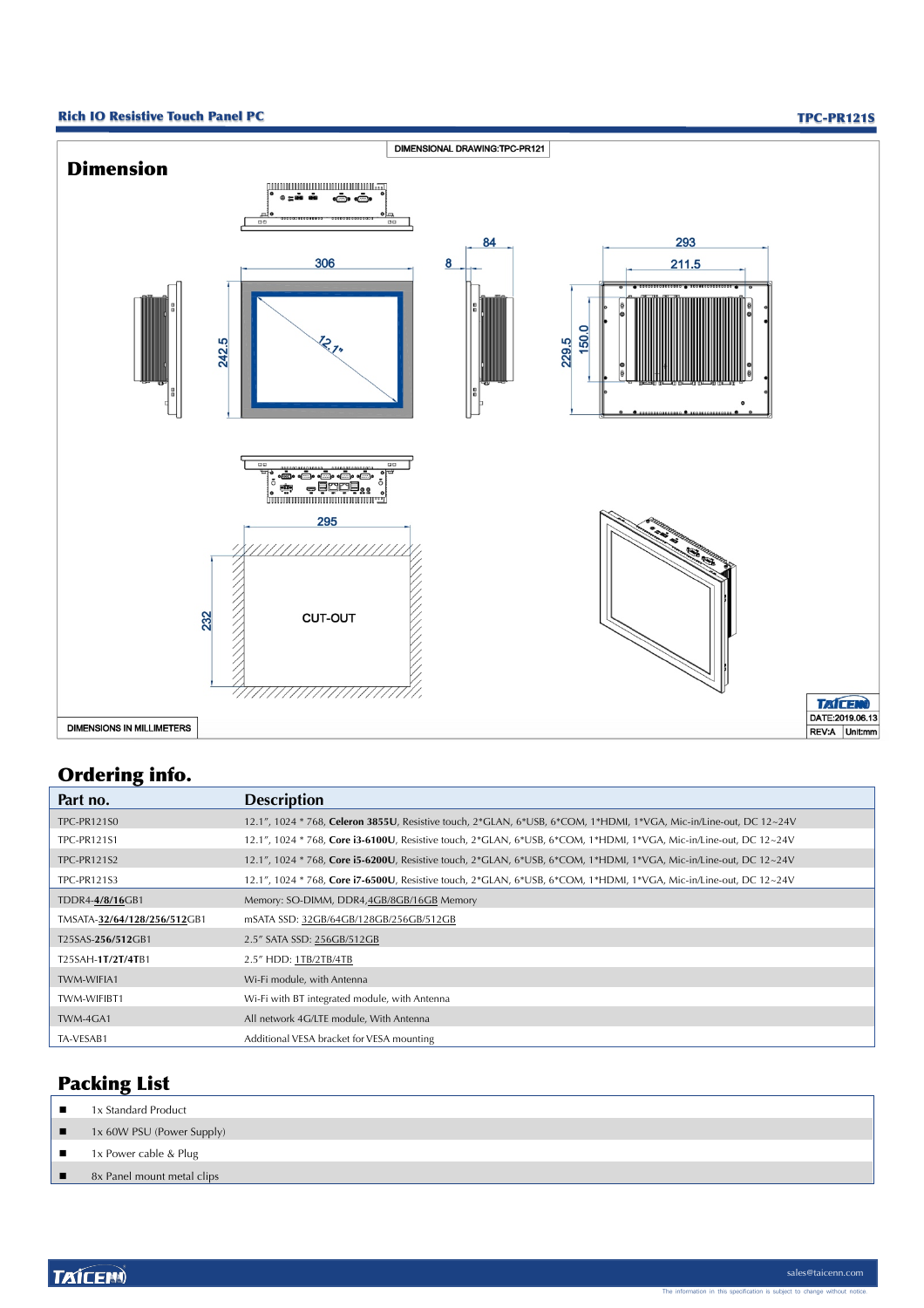## Dimension

DIMENSIONAL DRAWING:TPC-PR121

306

242.5

12.1"

8

84

293

211.5

229.5

150.0

295

232

CUT-OUT

DIMENSIONS IN MILLIMETERS

DATE:2019.06.13

REV:A Unit:mm

## Ordering info.

| Part no. | Description |
|---|---|
| TPC-PR121S0 | 12.1", 1024 * 768, **Celeron 3855U**, Resistive touch, 2*GLAN, 6*USB, 6*COM, 1*HDMI, 1*VGA, Mic-in/Line-out, DC 12~24V |
| TPC-PR121S1 | 12.1", 1024 * 768, **Core i3-6100U**, Resistive touch, 2*GLAN, 6*USB, 6*COM, 1*HDMI, 1*VGA, Mic-in/Line-out, DC 12~24V |
| TPC-PR121S2 | 12.1", 1024 * 768, **Core i5-6200U**, Resistive touch, 2*GLAN, 6*USB, 6*COM, 1*HDMI, 1*VGA, Mic-in/Line-out, DC 12~24V |
| TPC-PR121S3 | 12.1", 1024 * 768, **Core i7-6500U**, Resistive touch, 2*GLAN, 6*USB, 6*COM, 1*HDMI, 1*VGA, Mic-in/Line-out, DC 12~24V |
| TDDR4-**4/8/16**GB1 | Memory: SO-DIMM, DDR4,4GB/8GB/16GB Memory |
| TMSATA-**32/64/128/256/512**GB1 | mSATA SSD: 32GB/64GB/128GB/256GB/512GB |
| T25SAS-**256/512**GB1 | 2.5" SATA SSD: 256GB/512GB |
| T25SAH-**1T/2T/4T**B1 | 2.5" HDD: 1TB/2TB/4TB |
| TWM-WIFIA1 | Wi-Fi module, with Antenna |
| TWM-WIFIBT1 | Wi-Fi with BT integrated module, with Antenna |
| TWM-4GA1 | All network 4G/LTE module, With Antenna |
| TA-VESAB1 | Additional VESA bracket for VESA mounting |

## Packing List

- 1x Standard Product
- 1x 60W PSU (Power Supply)
- 1x Power cable & Plug
- 8x Panel mount metal clips